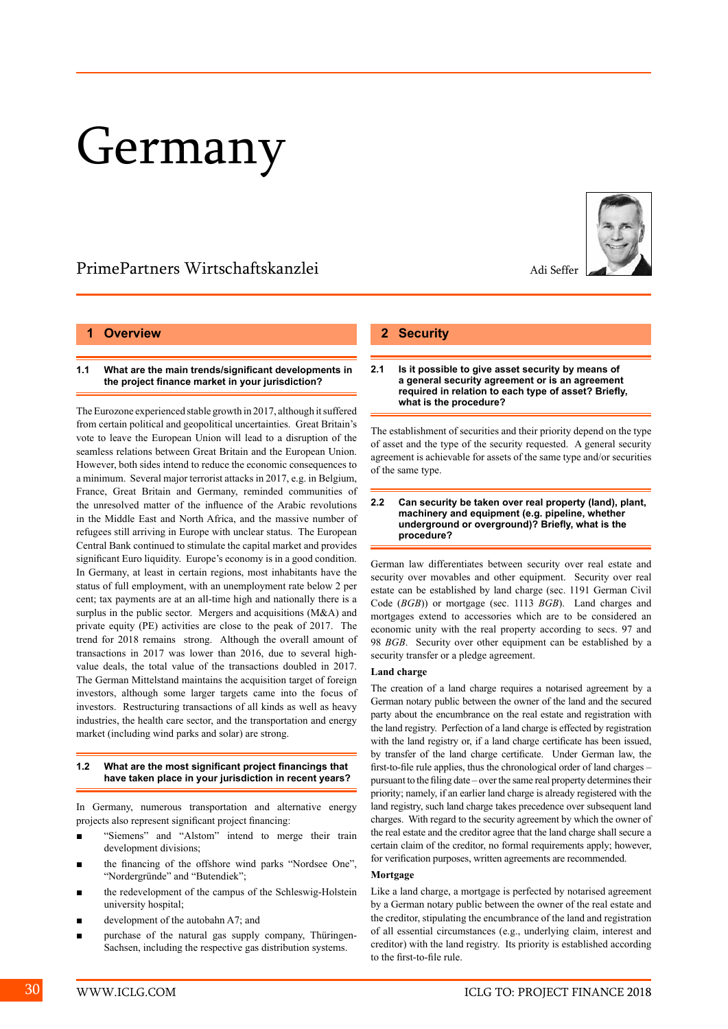# Germany

PrimePartners Wirtschaftskanzlei

Adi Seffer

## 1 Overview

### 1.1 What are the main trends/significant developments in the project finance market in your jurisdiction?

The Eurozone experienced stable growth in 2017, although it suffered from certain political and geopolitical uncertainties. Great Britain's vote to leave the European Union will lead to a disruption of the seamless relations between Great Britain and the European Union. However, both sides intend to reduce the economic consequences to a minimum. Several major terrorist attacks in 2017, e.g. in Belgium, France, Great Britain and Germany, reminded communities of the unresolved matter of the influence of the Arabic revolutions in the Middle East and North Africa, and the massive number of refugees still arriving in Europe with unclear status. The European Central Bank continued to stimulate the capital market and provides significant Euro liquidity. Europe's economy is in a good condition. In Germany, at least in certain regions, most inhabitants have the status of full employment, with an unemployment rate below 2 per cent; tax payments are at an all-time high and nationally there is a surplus in the public sector. Mergers and acquisitions (M&A) and private equity (PE) activities are close to the peak of 2017. The trend for 2018 remains strong. Although the overall amount of transactions in 2017 was lower than 2016, due to several high-value deals, the total value of the transactions doubled in 2017. The German Mittelstand maintains the acquisition target of foreign investors, although some larger targets came into the focus of investors. Restructuring transactions of all kinds as well as heavy industries, the health care sector, and the transportation and energy market (including wind parks and solar) are strong.

### 1.2 What are the most significant project financings that have taken place in your jurisdiction in recent years?

In Germany, numerous transportation and alternative energy projects also represent significant project financing:

- "Siemens" and "Alstom" intend to merge their train development divisions;
- the financing of the offshore wind parks "Nordsee One", "Nordergründe" and "Butendiek";
- the redevelopment of the campus of the Schleswig-Holstein university hospital;
- development of the autobahn A7; and
- purchase of the natural gas supply company, Thüringen-Sachsen, including the respective gas distribution systems.

## 2 Security

### 2.1 Is it possible to give asset security by means of a general security agreement or is an agreement required in relation to each type of asset? Briefly, what is the procedure?

The establishment of securities and their priority depend on the type of asset and the type of the security requested. A general security agreement is achievable for assets of the same type and/or securities of the same type.

### 2.2 Can security be taken over real property (land), plant, machinery and equipment (e.g. pipeline, whether underground or overground)? Briefly, what is the procedure?

German law differentiates between security over real estate and security over movables and other equipment. Security over real estate can be established by land charge (sec. 1191 German Civil Code (*BGB*)) or mortgage (sec. 1113 *BGB*). Land charges and mortgages extend to accessories which are to be considered an economic unity with the real property according to secs. 97 and 98 *BGB*. Security over other equipment can be established by a security transfer or a pledge agreement.

**Land charge**

The creation of a land charge requires a notarised agreement by a German notary public between the owner of the land and the secured party about the encumbrance on the real estate and registration with the land registry. Perfection of a land charge is effected by registration with the land registry or, if a land charge certificate has been issued, by transfer of the land charge certificate. Under German law, the first-to-file rule applies, thus the chronological order of land charges – pursuant to the filing date – over the same real property determines their priority; namely, if an earlier land charge is already registered with the land registry, such land charge takes precedence over subsequent land charges. With regard to the security agreement by which the owner of the real estate and the creditor agree that the land charge shall secure a certain claim of the creditor, no formal requirements apply; however, for verification purposes, written agreements are recommended.

**Mortgage**

Like a land charge, a mortgage is perfected by notarised agreement by a German notary public between the owner of the real estate and the creditor, stipulating the encumbrance of the land and registration of all essential circumstances (e.g., underlying claim, interest and creditor) with the land registry. Its priority is established according to the first-to-file rule.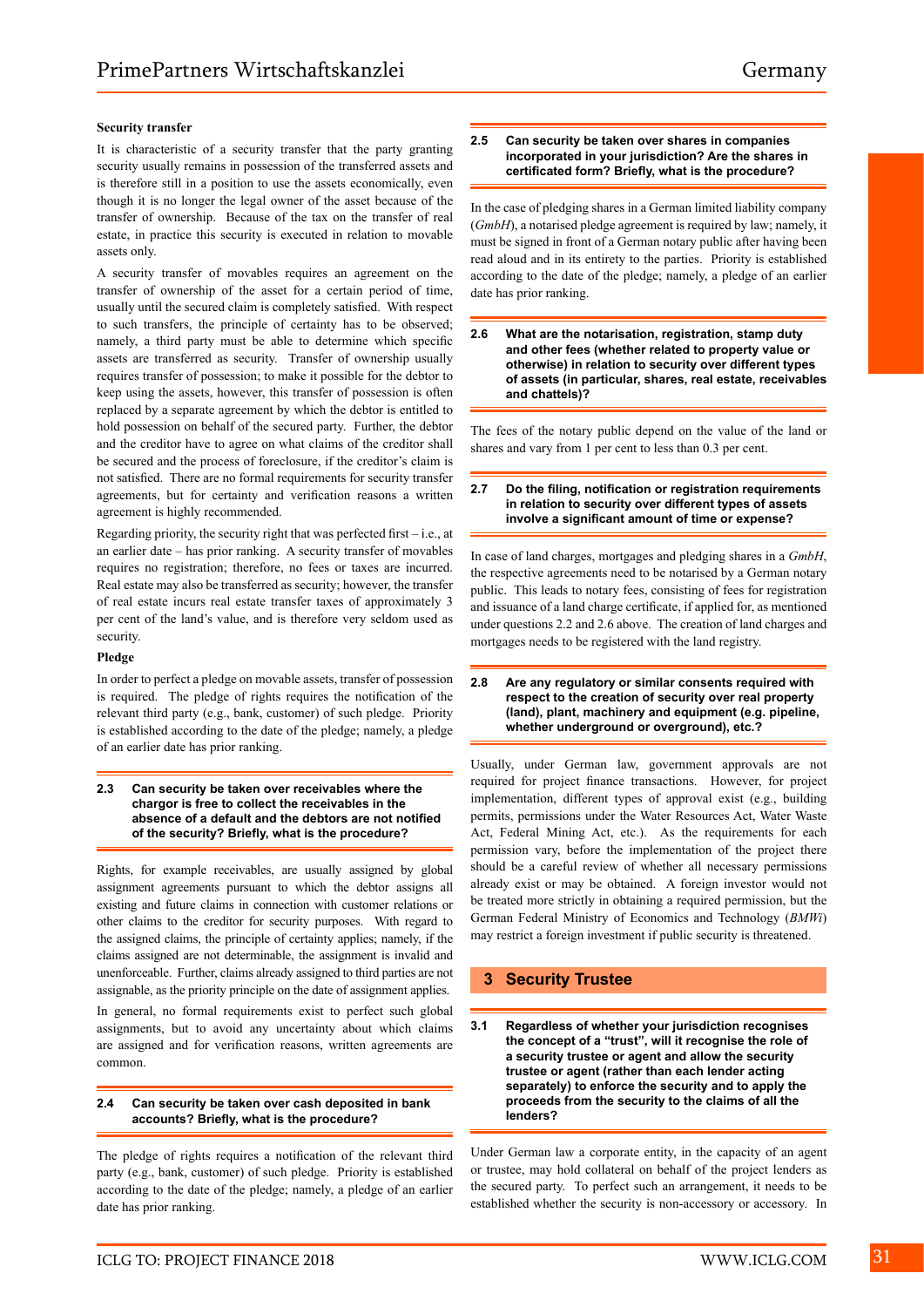**Security transfer**

It is characteristic of a security transfer that the party granting security usually remains in possession of the transferred assets and is therefore still in a position to use the assets economically, even though it is no longer the legal owner of the asset because of the transfer of ownership. Because of the tax on the transfer of real estate, in practice this security is executed in relation to movable assets only.

A security transfer of movables requires an agreement on the transfer of ownership of the asset for a certain period of time, usually until the secured claim is completely satisfied. With respect to such transfers, the principle of certainty has to be observed; namely, a third party must be able to determine which specific assets are transferred as security. Transfer of ownership usually requires transfer of possession; to make it possible for the debtor to keep using the assets, however, this transfer of possession is often replaced by a separate agreement by which the debtor is entitled to hold possession on behalf of the secured party. Further, the debtor and the creditor have to agree on what claims of the creditor shall be secured and the process of foreclosure, if the creditor's claim is not satisfied. There are no formal requirements for security transfer agreements, but for certainty and verification reasons a written agreement is highly recommended.

Regarding priority, the security right that was perfected first – i.e., at an earlier date – has prior ranking. A security transfer of movables requires no registration; therefore, no fees or taxes are incurred. Real estate may also be transferred as security; however, the transfer of real estate incurs real estate transfer taxes of approximately 3 per cent of the land's value, and is therefore very seldom used as security.

**Pledge**

In order to perfect a pledge on movable assets, transfer of possession is required. The pledge of rights requires the notification of the relevant third party (e.g., bank, customer) of such pledge. Priority is established according to the date of the pledge; namely, a pledge of an earlier date has prior ranking.

### 2.3 Can security be taken over receivables where the chargor is free to collect the receivables in the absence of a default and the debtors are not notified of the security? Briefly, what is the procedure?

Rights, for example receivables, are usually assigned by global assignment agreements pursuant to which the debtor assigns all existing and future claims in connection with customer relations or other claims to the creditor for security purposes. With regard to the assigned claims, the principle of certainty applies; namely, if the claims assigned are not determinable, the assignment is invalid and unenforceable. Further, claims already assigned to third parties are not assignable, as the priority principle on the date of assignment applies.

In general, no formal requirements exist to perfect such global assignments, but to avoid any uncertainty about which claims are assigned and for verification reasons, written agreements are common.

### 2.4 Can security be taken over cash deposited in bank accounts? Briefly, what is the procedure?

The pledge of rights requires a notification of the relevant third party (e.g., bank, customer) of such pledge. Priority is established according to the date of the pledge; namely, a pledge of an earlier date has prior ranking.

### 2.5 Can security be taken over shares in companies incorporated in your jurisdiction? Are the shares in certificated form? Briefly, what is the procedure?

In the case of pledging shares in a German limited liability company (*GmbH*), a notarised pledge agreement is required by law; namely, it must be signed in front of a German notary public after having been read aloud and in its entirety to the parties. Priority is established according to the date of the pledge; namely, a pledge of an earlier date has prior ranking.

### 2.6 What are the notarisation, registration, stamp duty and other fees (whether related to property value or otherwise) in relation to security over different types of assets (in particular, shares, real estate, receivables and chattels)?

The fees of the notary public depend on the value of the land or shares and vary from 1 per cent to less than 0.3 per cent.

### 2.7 Do the filing, notification or registration requirements in relation to security over different types of assets involve a significant amount of time or expense?

In case of land charges, mortgages and pledging shares in a *GmbH*, the respective agreements need to be notarised by a German notary public. This leads to notary fees, consisting of fees for registration and issuance of a land charge certificate, if applied for, as mentioned under questions 2.2 and 2.6 above. The creation of land charges and mortgages needs to be registered with the land registry.

### 2.8 Are any regulatory or similar consents required with respect to the creation of security over real property (land), plant, machinery and equipment (e.g. pipeline, whether underground or overground), etc.?

Usually, under German law, government approvals are not required for project finance transactions. However, for project implementation, different types of approval exist (e.g., building permits, permissions under the Water Resources Act, Water Waste Act, Federal Mining Act, etc.). As the requirements for each permission vary, before the implementation of the project there should be a careful review of whether all necessary permissions already exist or may be obtained. A foreign investor would not be treated more strictly in obtaining a required permission, but the German Federal Ministry of Economics and Technology (*BMWi*) may restrict a foreign investment if public security is threatened.

## 3 Security Trustee

### 3.1 Regardless of whether your jurisdiction recognises the concept of a "trust", will it recognise the role of a security trustee or agent and allow the security trustee or agent (rather than each lender acting separately) to enforce the security and to apply the proceeds from the security to the claims of all the lenders?

Under German law a corporate entity, in the capacity of an agent or trustee, may hold collateral on behalf of the project lenders as the secured party. To perfect such an arrangement, it needs to be established whether the security is non-accessory or accessory. In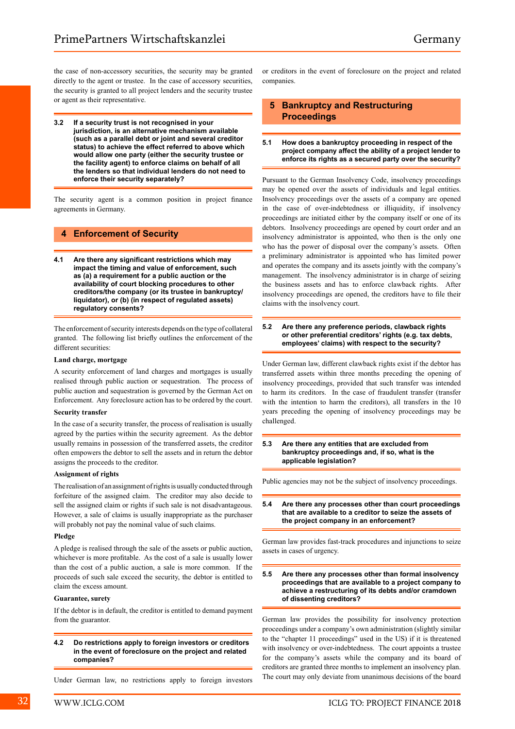the case of non-accessory securities, the security may be granted directly to the agent or trustee. In the case of accessory securities, the security is granted to all project lenders and the security trustee or agent as their representative.

**3.2 If a security trust is not recognised in your jurisdiction, is an alternative mechanism available (such as a parallel debt or joint and several creditor status) to achieve the effect referred to above which would allow one party (either the security trustee or the facility agent) to enforce claims on behalf of all the lenders so that individual lenders do not need to enforce their security separately?**

The security agent is a common position in project finance agreements in Germany.

## 4 Enforcement of Security

**4.1 Are there any significant restrictions which may impact the timing and value of enforcement, such as (a) a requirement for a public auction or the availability of court blocking procedures to other creditors/the company (or its trustee in bankruptcy/ liquidator), or (b) (in respect of regulated assets) regulatory consents?**

The enforcement of security interests depends on the type of collateral granted. The following list briefly outlines the enforcement of the different securities:

**Land charge, mortgage**

A security enforcement of land charges and mortgages is usually realised through public auction or sequestration. The process of public auction and sequestration is governed by the German Act on Enforcement. Any foreclosure action has to be ordered by the court.

**Security transfer**

In the case of a security transfer, the process of realisation is usually agreed by the parties within the security agreement. As the debtor usually remains in possession of the transferred assets, the creditor often empowers the debtor to sell the assets and in return the debtor assigns the proceeds to the creditor.

**Assignment of rights**

The realisation of an assignment of rights is usually conducted through forfeiture of the assigned claim. The creditor may also decide to sell the assigned claim or rights if such sale is not disadvantageous. However, a sale of claims is usually inappropriate as the purchaser will probably not pay the nominal value of such claims.

**Pledge**

A pledge is realised through the sale of the assets or public auction, whichever is more profitable. As the cost of a sale is usually lower than the cost of a public auction, a sale is more common. If the proceeds of such sale exceed the security, the debtor is entitled to claim the excess amount.

**Guarantee, surety**

If the debtor is in default, the creditor is entitled to demand payment from the guarantor.

**4.2 Do restrictions apply to foreign investors or creditors in the event of foreclosure on the project and related companies?**

Under German law, no restrictions apply to foreign investors or creditors in the event of foreclosure on the project and related companies.

## 5 Bankruptcy and Restructuring Proceedings

**5.1 How does a bankruptcy proceeding in respect of the project company affect the ability of a project lender to enforce its rights as a secured party over the security?**

Pursuant to the German Insolvency Code, insolvency proceedings may be opened over the assets of individuals and legal entities. Insolvency proceedings over the assets of a company are opened in the case of over-indebtedness or illiquidity, if insolvency proceedings are initiated either by the company itself or one of its debtors. Insolvency proceedings are opened by court order and an insolvency administrator is appointed, who then is the only one who has the power of disposal over the company's assets. Often a preliminary administrator is appointed who has limited power and operates the company and its assets jointly with the company's management. The insolvency administrator is in charge of seizing the business assets and has to enforce clawback rights. After insolvency proceedings are opened, the creditors have to file their claims with the insolvency court.

**5.2 Are there any preference periods, clawback rights or other preferential creditors' rights (e.g. tax debts, employees' claims) with respect to the security?**

Under German law, different clawback rights exist if the debtor has transferred assets within three months preceding the opening of insolvency proceedings, provided that such transfer was intended to harm its creditors. In the case of fraudulent transfer (transfer with the intention to harm the creditors), all transfers in the 10 years preceding the opening of insolvency proceedings may be challenged.

**5.3 Are there any entities that are excluded from bankruptcy proceedings and, if so, what is the applicable legislation?**

Public agencies may not be the subject of insolvency proceedings.

**5.4 Are there any processes other than court proceedings that are available to a creditor to seize the assets of the project company in an enforcement?**

German law provides fast-track procedures and injunctions to seize assets in cases of urgency.

**5.5 Are there any processes other than formal insolvency proceedings that are available to a project company to achieve a restructuring of its debts and/or cramdown of dissenting creditors?**

German law provides the possibility for insolvency protection proceedings under a company's own administration (slightly similar to the "chapter 11 proceedings" used in the US) if it is threatened with insolvency or over-indebtedness. The court appoints a trustee for the company's assets while the company and its board of creditors are granted three months to implement an insolvency plan. The court may only deviate from unanimous decisions of the board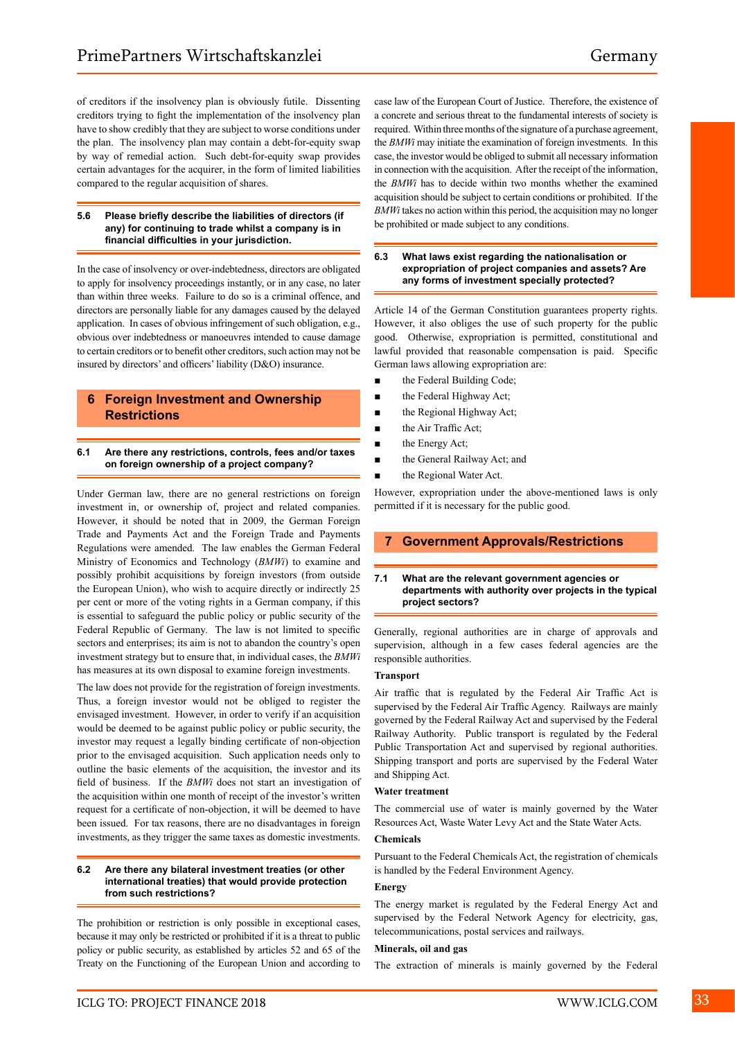of creditors if the insolvency plan is obviously futile. Dissenting creditors trying to fight the implementation of the insolvency plan have to show credibly that they are subject to worse conditions under the plan. The insolvency plan may contain a debt-for-equity swap by way of remedial action. Such debt-for-equity swap provides certain advantages for the acquirer, in the form of limited liabilities compared to the regular acquisition of shares.

### 5.6 Please briefly describe the liabilities of directors (if any) for continuing to trade whilst a company is in financial difficulties in your jurisdiction.

In the case of insolvency or over-indebtedness, directors are obligated to apply for insolvency proceedings instantly, or in any case, no later than within three weeks. Failure to do so is a criminal offence, and directors are personally liable for any damages caused by the delayed application. In cases of obvious infringement of such obligation, e.g., obvious over indebtedness or manoeuvres intended to cause damage to certain creditors or to benefit other creditors, such action may not be insured by directors' and officers' liability (D&O) insurance.

## 6 Foreign Investment and Ownership Restrictions

### 6.1 Are there any restrictions, controls, fees and/or taxes on foreign ownership of a project company?

Under German law, there are no general restrictions on foreign investment in, or ownership of, project and related companies. However, it should be noted that in 2009, the German Foreign Trade and Payments Act and the Foreign Trade and Payments Regulations were amended. The law enables the German Federal Ministry of Economics and Technology (*BMWi*) to examine and possibly prohibit acquisitions by foreign investors (from outside the European Union), who wish to acquire directly or indirectly 25 per cent or more of the voting rights in a German company, if this is essential to safeguard the public policy or public security of the Federal Republic of Germany. The law is not limited to specific sectors and enterprises; its aim is not to abandon the country's open investment strategy but to ensure that, in individual cases, the *BMWi* has measures at its own disposal to examine foreign investments.

The law does not provide for the registration of foreign investments. Thus, a foreign investor would not be obliged to register the envisaged investment. However, in order to verify if an acquisition would be deemed to be against public policy or public security, the investor may request a legally binding certificate of non-objection prior to the envisaged acquisition. Such application needs only to outline the basic elements of the acquisition, the investor and its field of business. If the *BMWi* does not start an investigation of the acquisition within one month of receipt of the investor's written request for a certificate of non-objection, it will be deemed to have been issued. For tax reasons, there are no disadvantages in foreign investments, as they trigger the same taxes as domestic investments.

### 6.2 Are there any bilateral investment treaties (or other international treaties) that would provide protection from such restrictions?

The prohibition or restriction is only possible in exceptional cases, because it may only be restricted or prohibited if it is a threat to public policy or public security, as established by articles 52 and 65 of the Treaty on the Functioning of the European Union and according to case law of the European Court of Justice. Therefore, the existence of a concrete and serious threat to the fundamental interests of society is required. Within three months of the signature of a purchase agreement, the *BMWi* may initiate the examination of foreign investments. In this case, the investor would be obliged to submit all necessary information in connection with the acquisition. After the receipt of the information, the *BMWi* has to decide within two months whether the examined acquisition should be subject to certain conditions or prohibited. If the *BMWi* takes no action within this period, the acquisition may no longer be prohibited or made subject to any conditions.

### 6.3 What laws exist regarding the nationalisation or expropriation of project companies and assets? Are any forms of investment specially protected?

Article 14 of the German Constitution guarantees property rights. However, it also obliges the use of such property for the public good. Otherwise, expropriation is permitted, constitutional and lawful provided that reasonable compensation is paid. Specific German laws allowing expropriation are:

- the Federal Building Code;
- the Federal Highway Act;
- the Regional Highway Act;
- the Air Traffic Act;
- the Energy Act;
- the General Railway Act; and
- the Regional Water Act.

However, expropriation under the above-mentioned laws is only permitted if it is necessary for the public good.

## 7 Government Approvals/Restrictions

### 7.1 What are the relevant government agencies or departments with authority over projects in the typical project sectors?

Generally, regional authorities are in charge of approvals and supervision, although in a few cases federal agencies are the responsible authorities.

**Transport**

Air traffic that is regulated by the Federal Air Traffic Act is supervised by the Federal Air Traffic Agency. Railways are mainly governed by the Federal Railway Act and supervised by the Federal Railway Authority. Public transport is regulated by the Federal Public Transportation Act and supervised by regional authorities. Shipping transport and ports are supervised by the Federal Water and Shipping Act.

**Water treatment**

The commercial use of water is mainly governed by the Water Resources Act, Waste Water Levy Act and the State Water Acts.

**Chemicals**

Pursuant to the Federal Chemicals Act, the registration of chemicals is handled by the Federal Environment Agency.

**Energy**

The energy market is regulated by the Federal Energy Act and supervised by the Federal Network Agency for electricity, gas, telecommunications, postal services and railways.

**Minerals, oil and gas**

The extraction of minerals is mainly governed by the Federal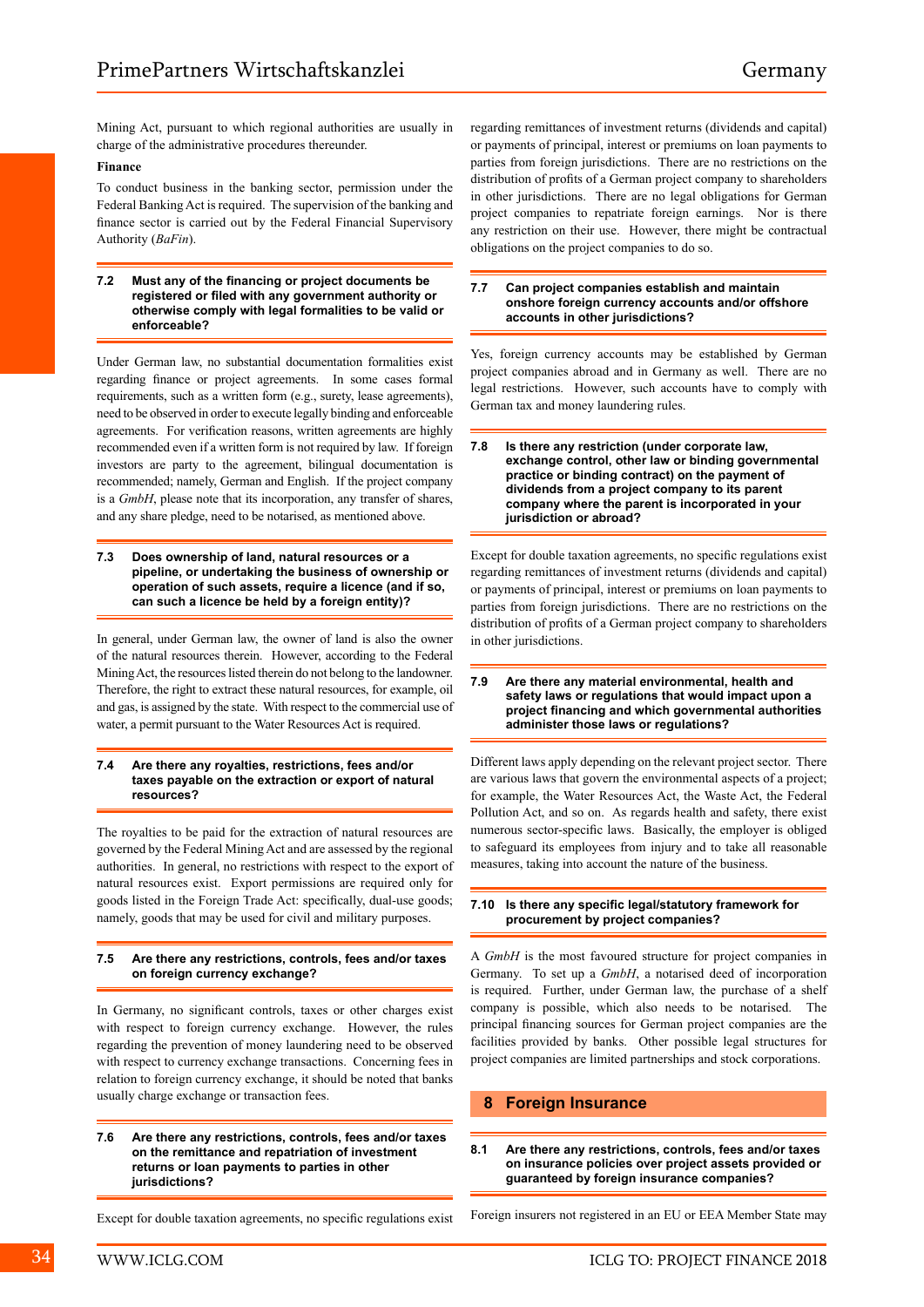Mining Act, pursuant to which regional authorities are usually in charge of the administrative procedures thereunder.

**Finance**

To conduct business in the banking sector, permission under the Federal Banking Act is required. The supervision of the banking and finance sector is carried out by the Federal Financial Supervisory Authority (*BaFin*).

### 7.2 Must any of the financing or project documents be registered or filed with any government authority or otherwise comply with legal formalities to be valid or enforceable?

Under German law, no substantial documentation formalities exist regarding finance or project agreements. In some cases formal requirements, such as a written form (e.g., surety, lease agreements), need to be observed in order to execute legally binding and enforceable agreements. For verification reasons, written agreements are highly recommended even if a written form is not required by law. If foreign investors are party to the agreement, bilingual documentation is recommended; namely, German and English. If the project company is a *GmbH*, please note that its incorporation, any transfer of shares, and any share pledge, need to be notarised, as mentioned above.

### 7.3 Does ownership of land, natural resources or a pipeline, or undertaking the business of ownership or operation of such assets, require a licence (and if so, can such a licence be held by a foreign entity)?

In general, under German law, the owner of land is also the owner of the natural resources therein. However, according to the Federal Mining Act, the resources listed therein do not belong to the landowner. Therefore, the right to extract these natural resources, for example, oil and gas, is assigned by the state. With respect to the commercial use of water, a permit pursuant to the Water Resources Act is required.

### 7.4 Are there any royalties, restrictions, fees and/or taxes payable on the extraction or export of natural resources?

The royalties to be paid for the extraction of natural resources are governed by the Federal Mining Act and are assessed by the regional authorities. In general, no restrictions with respect to the export of natural resources exist. Export permissions are required only for goods listed in the Foreign Trade Act: specifically, dual-use goods; namely, goods that may be used for civil and military purposes.

### 7.5 Are there any restrictions, controls, fees and/or taxes on foreign currency exchange?

In Germany, no significant controls, taxes or other charges exist with respect to foreign currency exchange. However, the rules regarding the prevention of money laundering need to be observed with respect to currency exchange transactions. Concerning fees in relation to foreign currency exchange, it should be noted that banks usually charge exchange or transaction fees.

### 7.6 Are there any restrictions, controls, fees and/or taxes on the remittance and repatriation of investment returns or loan payments to parties in other jurisdictions?

Except for double taxation agreements, no specific regulations exist regarding remittances of investment returns (dividends and capital) or payments of principal, interest or premiums on loan payments to parties from foreign jurisdictions. There are no restrictions on the distribution of profits of a German project company to shareholders in other jurisdictions. There are no legal obligations for German project companies to repatriate foreign earnings. Nor is there any restriction on their use. However, there might be contractual obligations on the project companies to do so.

### 7.7 Can project companies establish and maintain onshore foreign currency accounts and/or offshore accounts in other jurisdictions?

Yes, foreign currency accounts may be established by German project companies abroad and in Germany as well. There are no legal restrictions. However, such accounts have to comply with German tax and money laundering rules.

### 7.8 Is there any restriction (under corporate law, exchange control, other law or binding governmental practice or binding contract) on the payment of dividends from a project company to its parent company where the parent is incorporated in your jurisdiction or abroad?

Except for double taxation agreements, no specific regulations exist regarding remittances of investment returns (dividends and capital) or payments of principal, interest or premiums on loan payments to parties from foreign jurisdictions. There are no restrictions on the distribution of profits of a German project company to shareholders in other jurisdictions.

### 7.9 Are there any material environmental, health and safety laws or regulations that would impact upon a project financing and which governmental authorities administer those laws or regulations?

Different laws apply depending on the relevant project sector. There are various laws that govern the environmental aspects of a project; for example, the Water Resources Act, the Waste Act, the Federal Pollution Act, and so on. As regards health and safety, there exist numerous sector-specific laws. Basically, the employer is obliged to safeguard its employees from injury and to take all reasonable measures, taking into account the nature of the business.

### 7.10 Is there any specific legal/statutory framework for procurement by project companies?

A *GmbH* is the most favoured structure for project companies in Germany. To set up a *GmbH*, a notarised deed of incorporation is required. Further, under German law, the purchase of a shelf company is possible, which also needs to be notarised. The principal financing sources for German project companies are the facilities provided by banks. Other possible legal structures for project companies are limited partnerships and stock corporations.

## 8 Foreign Insurance

### 8.1 Are there any restrictions, controls, fees and/or taxes on insurance policies over project assets provided or guaranteed by foreign insurance companies?

Foreign insurers not registered in an EU or EEA Member State may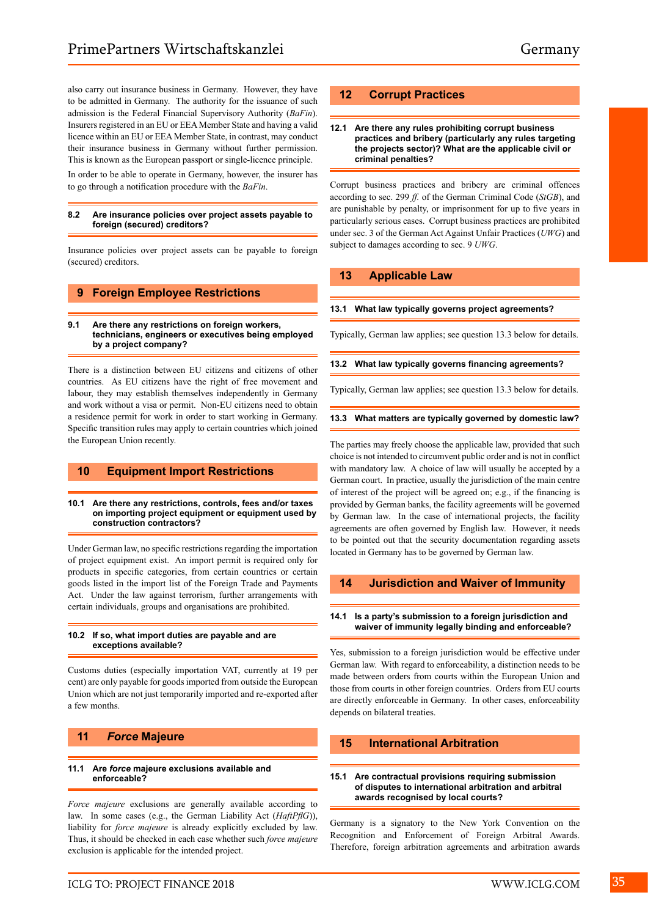also carry out insurance business in Germany. However, they have to be admitted in Germany. The authority for the issuance of such admission is the Federal Financial Supervisory Authority (*BaFin*). Insurers registered in an EU or EEA Member State and having a valid licence within an EU or EEA Member State, in contrast, may conduct their insurance business in Germany without further permission. This is known as the European passport or single-licence principle.

In order to be able to operate in Germany, however, the insurer has to go through a notification procedure with the *BaFin*.

### 8.2 Are insurance policies over project assets payable to foreign (secured) creditors?

Insurance policies over project assets can be payable to foreign (secured) creditors.

## 9 Foreign Employee Restrictions

### 9.1 Are there any restrictions on foreign workers, technicians, engineers or executives being employed by a project company?

There is a distinction between EU citizens and citizens of other countries. As EU citizens have the right of free movement and labour, they may establish themselves independently in Germany and work without a visa or permit. Non-EU citizens need to obtain a residence permit for work in order to start working in Germany. Specific transition rules may apply to certain countries which joined the European Union recently.

## 10 Equipment Import Restrictions

### 10.1 Are there any restrictions, controls, fees and/or taxes on importing project equipment or equipment used by construction contractors?

Under German law, no specific restrictions regarding the importation of project equipment exist. An import permit is required only for products in specific categories, from certain countries or certain goods listed in the import list of the Foreign Trade and Payments Act. Under the law against terrorism, further arrangements with certain individuals, groups and organisations are prohibited.

### 10.2 If so, what import duties are payable and are exceptions available?

Customs duties (especially importation VAT, currently at 19 per cent) are only payable for goods imported from outside the European Union which are not just temporarily imported and re-exported after a few months.

## 11 *Force* Majeure

### 11.1 Are *force* majeure exclusions available and enforceable?

*Force majeure* exclusions are generally available according to law. In some cases (e.g., the German Liability Act (*HaftPflG*)), liability for *force majeure* is already explicitly excluded by law. Thus, it should be checked in each case whether such *force majeure* exclusion is applicable for the intended project.

## 12 Corrupt Practices

### 12.1 Are there any rules prohibiting corrupt business practices and bribery (particularly any rules targeting the projects sector)? What are the applicable civil or criminal penalties?

Corrupt business practices and bribery are criminal offences according to sec. 299 *ff.* of the German Criminal Code (*StGB*), and are punishable by penalty, or imprisonment for up to five years in particularly serious cases. Corrupt business practices are prohibited under sec. 3 of the German Act Against Unfair Practices (*UWG*) and subject to damages according to sec. 9 *UWG*.

## 13 Applicable Law

### 13.1 What law typically governs project agreements?

Typically, German law applies; see question 13.3 below for details.

### 13.2 What law typically governs financing agreements?

Typically, German law applies; see question 13.3 below for details.

### 13.3 What matters are typically governed by domestic law?

The parties may freely choose the applicable law, provided that such choice is not intended to circumvent public order and is not in conflict with mandatory law. A choice of law will usually be accepted by a German court. In practice, usually the jurisdiction of the main centre of interest of the project will be agreed on; e.g., if the financing is provided by German banks, the facility agreements will be governed by German law. In the case of international projects, the facility agreements are often governed by English law. However, it needs to be pointed out that the security documentation regarding assets located in Germany has to be governed by German law.

## 14 Jurisdiction and Waiver of Immunity

### 14.1 Is a party's submission to a foreign jurisdiction and waiver of immunity legally binding and enforceable?

Yes, submission to a foreign jurisdiction would be effective under German law. With regard to enforceability, a distinction needs to be made between orders from courts within the European Union and those from courts in other foreign countries. Orders from EU courts are directly enforceable in Germany. In other cases, enforceability depends on bilateral treaties.

## 15 International Arbitration

### 15.1 Are contractual provisions requiring submission of disputes to international arbitration and arbitral awards recognised by local courts?

Germany is a signatory to the New York Convention on the Recognition and Enforcement of Foreign Arbitral Awards. Therefore, foreign arbitration agreements and arbitration awards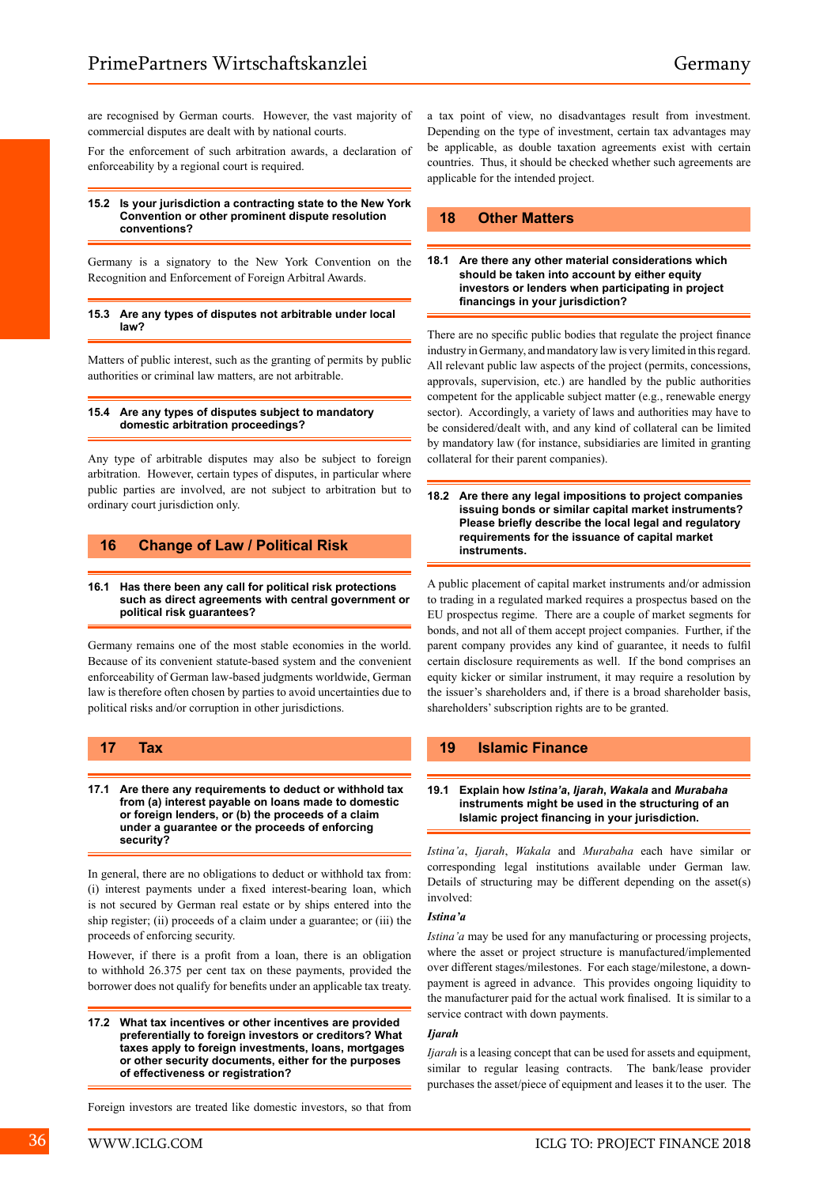are recognised by German courts. However, the vast majority of commercial disputes are dealt with by national courts.

For the enforcement of such arbitration awards, a declaration of enforceability by a regional court is required.

### 15.2 Is your jurisdiction a contracting state to the New York Convention or other prominent dispute resolution conventions?

Germany is a signatory to the New York Convention on the Recognition and Enforcement of Foreign Arbitral Awards.

### 15.3 Are any types of disputes not arbitrable under local law?

Matters of public interest, such as the granting of permits by public authorities or criminal law matters, are not arbitrable.

### 15.4 Are any types of disputes subject to mandatory domestic arbitration proceedings?

Any type of arbitrable disputes may also be subject to foreign arbitration. However, certain types of disputes, in particular where public parties are involved, are not subject to arbitration but to ordinary court jurisdiction only.

## 16 Change of Law / Political Risk

### 16.1 Has there been any call for political risk protections such as direct agreements with central government or political risk guarantees?

Germany remains one of the most stable economies in the world. Because of its convenient statute-based system and the convenient enforceability of German law-based judgments worldwide, German law is therefore often chosen by parties to avoid uncertainties due to political risks and/or corruption in other jurisdictions.

## 17 Tax

### 17.1 Are there any requirements to deduct or withhold tax from (a) interest payable on loans made to domestic or foreign lenders, or (b) the proceeds of a claim under a guarantee or the proceeds of enforcing security?

In general, there are no obligations to deduct or withhold tax from: (i) interest payments under a fixed interest-bearing loan, which is not secured by German real estate or by ships entered into the ship register; (ii) proceeds of a claim under a guarantee; or (iii) the proceeds of enforcing security.

However, if there is a profit from a loan, there is an obligation to withhold 26.375 per cent tax on these payments, provided the borrower does not qualify for benefits under an applicable tax treaty.

### 17.2 What tax incentives or other incentives are provided preferentially to foreign investors or creditors? What taxes apply to foreign investments, loans, mortgages or other security documents, either for the purposes of effectiveness or registration?

Foreign investors are treated like domestic investors, so that from a tax point of view, no disadvantages result from investment. Depending on the type of investment, certain tax advantages may be applicable, as double taxation agreements exist with certain countries. Thus, it should be checked whether such agreements are applicable for the intended project.

## 18 Other Matters

### 18.1 Are there any other material considerations which should be taken into account by either equity investors or lenders when participating in project financings in your jurisdiction?

There are no specific public bodies that regulate the project finance industry in Germany, and mandatory law is very limited in this regard. All relevant public law aspects of the project (permits, concessions, approvals, supervision, etc.) are handled by the public authorities competent for the applicable subject matter (e.g., renewable energy sector). Accordingly, a variety of laws and authorities may have to be considered/dealt with, and any kind of collateral can be limited by mandatory law (for instance, subsidiaries are limited in granting collateral for their parent companies).

### 18.2 Are there any legal impositions to project companies issuing bonds or similar capital market instruments? Please briefly describe the local legal and regulatory requirements for the issuance of capital market instruments.

A public placement of capital market instruments and/or admission to trading in a regulated marked requires a prospectus based on the EU prospectus regime. There are a couple of market segments for bonds, and not all of them accept project companies. Further, if the parent company provides any kind of guarantee, it needs to fulfil certain disclosure requirements as well. If the bond comprises an equity kicker or similar instrument, it may require a resolution by the issuer's shareholders and, if there is a broad shareholder basis, shareholders' subscription rights are to be granted.

## 19 Islamic Finance

### 19.1 Explain how *Istina'a*, *Ijarah*, *Wakala* and *Murabaha* instruments might be used in the structuring of an Islamic project financing in your jurisdiction.

*Istina'a*, *Ijarah*, *Wakala* and *Murabaha* each have similar or corresponding legal institutions available under German law. Details of structuring may be different depending on the asset(s) involved:

***Istina'a***

*Istina'a* may be used for any manufacturing or processing projects, where the asset or project structure is manufactured/implemented over different stages/milestones. For each stage/milestone, a down-payment is agreed in advance. This provides ongoing liquidity to the manufacturer paid for the actual work finalised. It is similar to a service contract with down payments.

***Ijarah***

*Ijarah* is a leasing concept that can be used for assets and equipment, similar to regular leasing contracts. The bank/lease provider purchases the asset/piece of equipment and leases it to the user. The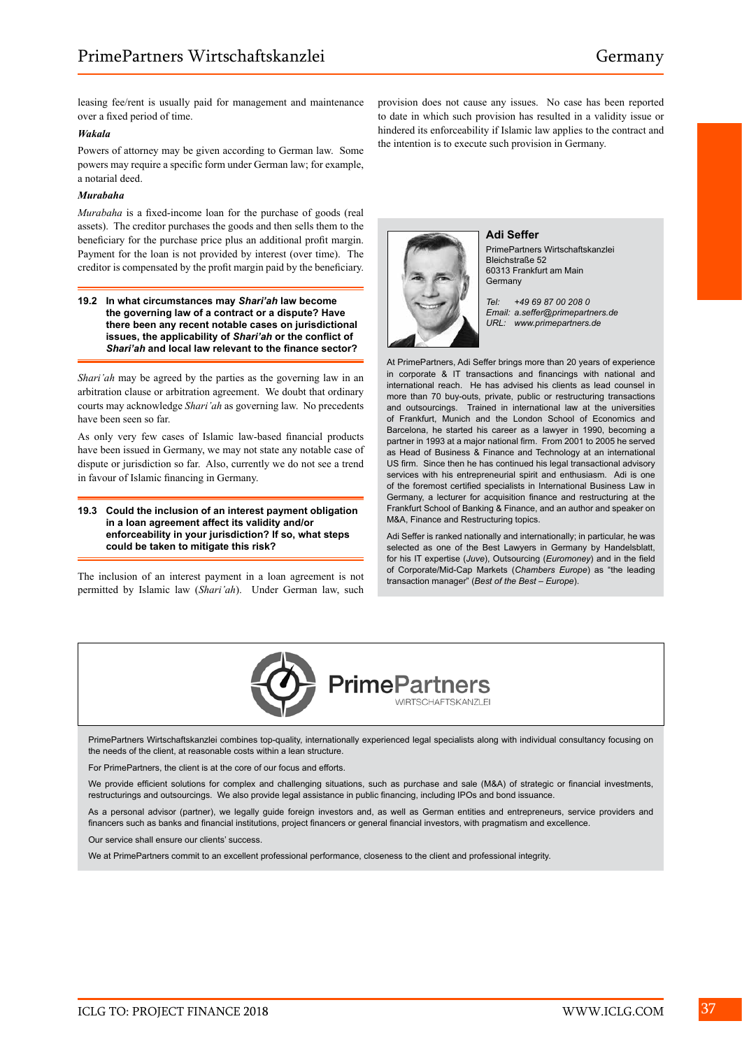leasing fee/rent is usually paid for management and maintenance over a fixed period of time.

***Wakala***

Powers of attorney may be given according to German law. Some powers may require a specific form under German law; for example, a notarial deed.

***Murabaha***

*Murabaha* is a fixed-income loan for the purchase of goods (real assets). The creditor purchases the goods and then sells them to the beneficiary for the purchase price plus an additional profit margin. Payment for the loan is not provided by interest (over time). The creditor is compensated by the profit margin paid by the beneficiary.

**19.2 In what circumstances may *Shari'ah* law become the governing law of a contract or a dispute? Have there been any recent notable cases on jurisdictional issues, the applicability of *Shari'ah* or the conflict of *Shari'ah* and local law relevant to the finance sector?**

*Shari'ah* may be agreed by the parties as the governing law in an arbitration clause or arbitration agreement. We doubt that ordinary courts may acknowledge *Shari'ah* as governing law. No precedents have been seen so far.

As only very few cases of Islamic law-based financial products have been issued in Germany, we may not state any notable case of dispute or jurisdiction so far. Also, currently we do not see a trend in favour of Islamic financing in Germany.

**19.3 Could the inclusion of an interest payment obligation in a loan agreement affect its validity and/or enforceability in your jurisdiction? If so, what steps could be taken to mitigate this risk?**

The inclusion of an interest payment in a loan agreement is not permitted by Islamic law (*Shari'ah*). Under German law, such provision does not cause any issues. No case has been reported to date in which such provision has resulted in a validity issue or hindered its enforceability if Islamic law applies to the contract and the intention is to execute such provision in Germany.

**Adi Seffer**

PrimePartners Wirtschaftskanzlei
Bleichstraße 52
60313 Frankfurt am Main
Germany

*Tel: +49 69 87 00 208 0*
*Email: a.seffer@primepartners.de*
*URL: www.primepartners.de*

At PrimePartners, Adi Seffer brings more than 20 years of experience in corporate & IT transactions and financings with national and international reach. He has advised his clients as lead counsel in more than 70 buy-outs, private, public or restructuring transactions and outsourcings. Trained in international law at the universities of Frankfurt, Munich and the London School of Economics and Barcelona, he started his career as a lawyer in 1990, becoming a partner in 1993 at a major national firm. From 2001 to 2005 he served as Head of Business & Finance and Technology at an international US firm. Since then he has continued his legal transactional advisory services with his entrepreneurial spirit and enthusiasm. Adi is one of the foremost certified specialists in International Business Law in Germany, a lecturer for acquisition finance and restructuring at the Frankfurt School of Banking & Finance, and an author and speaker on M&A, Finance and Restructuring topics.

Adi Seffer is ranked nationally and internationally; in particular, he was selected as one of the Best Lawyers in Germany by Handelsblatt, for his IT expertise (*Juve*), Outsourcing (*Euromoney*) and in the field of Corporate/Mid-Cap Markets (*Chambers Europe*) as "the leading transaction manager" (*Best of the Best – Europe*).

PrimePartners
WIRTSCHAFTSKANZLEI

PrimePartners Wirtschaftskanzlei combines top-quality, internationally experienced legal specialists along with individual consultancy focusing on the needs of the client, at reasonable costs within a lean structure.

For PrimePartners, the client is at the core of our focus and efforts.

We provide efficient solutions for complex and challenging situations, such as purchase and sale (M&A) of strategic or financial investments, restructurings and outsourcings. We also provide legal assistance in public financing, including IPOs and bond issuance.

As a personal advisor (partner), we legally guide foreign investors and, as well as German entities and entrepreneurs, service providers and financiers such as banks and financial institutions, project financers or general financial investors, with pragmatism and excellence.

Our service shall ensure our clients' success.

We at PrimePartners commit to an excellent professional performance, closeness to the client and professional integrity.